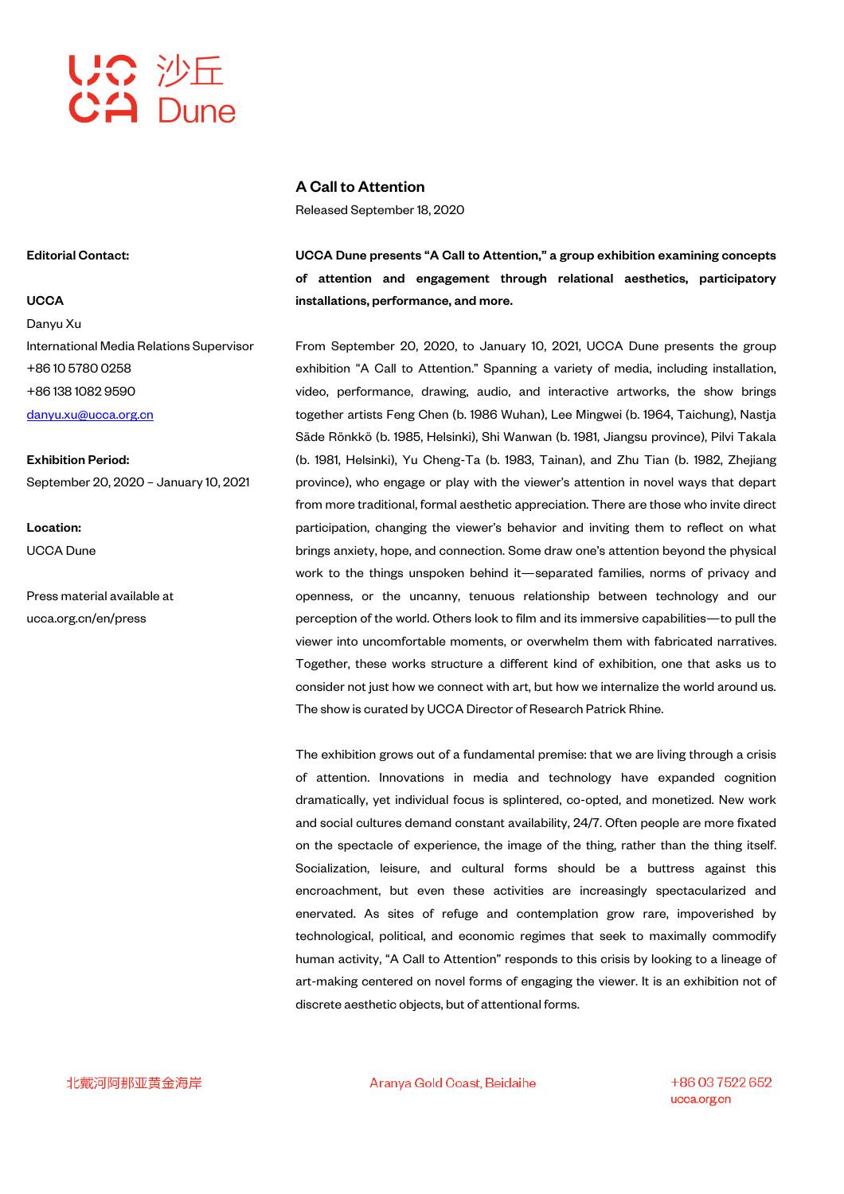UCCA 沙丘 Dune

# A Call to Attention

Released September 18, 2020

**Editorial Contact:**

**UCCA**
Danyu Xu
International Media Relations Supervisor
+86 10 5780 0258
+86 138 1082 9590
danyu.xu@ucca.org.cn

**Exhibition Period:**
September 20, 2020 – January 10, 2021

**Location:**
UCCA Dune

Press material available at
ucca.org.cn/en/press

**UCCA Dune presents "A Call to Attention," a group exhibition examining concepts of attention and engagement through relational aesthetics, participatory installations, performance, and more.**

From September 20, 2020, to January 10, 2021, UCCA Dune presents the group exhibition "A Call to Attention." Spanning a variety of media, including installation, video, performance, drawing, audio, and interactive artworks, the show brings together artists Feng Chen (b. 1986 Wuhan), Lee Mingwei (b. 1964, Taichung), Nastja Säde Rönkkö (b. 1985, Helsinki), Shi Wanwan (b. 1981, Jiangsu province), Pilvi Takala (b. 1981, Helsinki), Yu Cheng-Ta (b. 1983, Tainan), and Zhu Tian (b. 1982, Zhejiang province), who engage or play with the viewer's attention in novel ways that depart from more traditional, formal aesthetic appreciation. There are those who invite direct participation, changing the viewer's behavior and inviting them to reflect on what brings anxiety, hope, and connection. Some draw one's attention beyond the physical work to the things unspoken behind it—separated families, norms of privacy and openness, or the uncanny, tenuous relationship between technology and our perception of the world. Others look to film and its immersive capabilities—to pull the viewer into uncomfortable moments, or overwhelm them with fabricated narratives. Together, these works structure a different kind of exhibition, one that asks us to consider not just how we connect with art, but how we internalize the world around us. The show is curated by UCCA Director of Research Patrick Rhine.

The exhibition grows out of a fundamental premise: that we are living through a crisis of attention. Innovations in media and technology have expanded cognition dramatically, yet individual focus is splintered, co-opted, and monetized. New work and social cultures demand constant availability, 24/7. Often people are more fixated on the spectacle of experience, the image of the thing, rather than the thing itself. Socialization, leisure, and cultural forms should be a buttress against this encroachment, but even these activities are increasingly spectacularized and enervated. As sites of refuge and contemplation grow rare, impoverished by technological, political, and economic regimes that seek to maximally commodify human activity, "A Call to Attention" responds to this crisis by looking to a lineage of art-making centered on novel forms of engaging the viewer. It is an exhibition not of discrete aesthetic objects, but of attentional forms.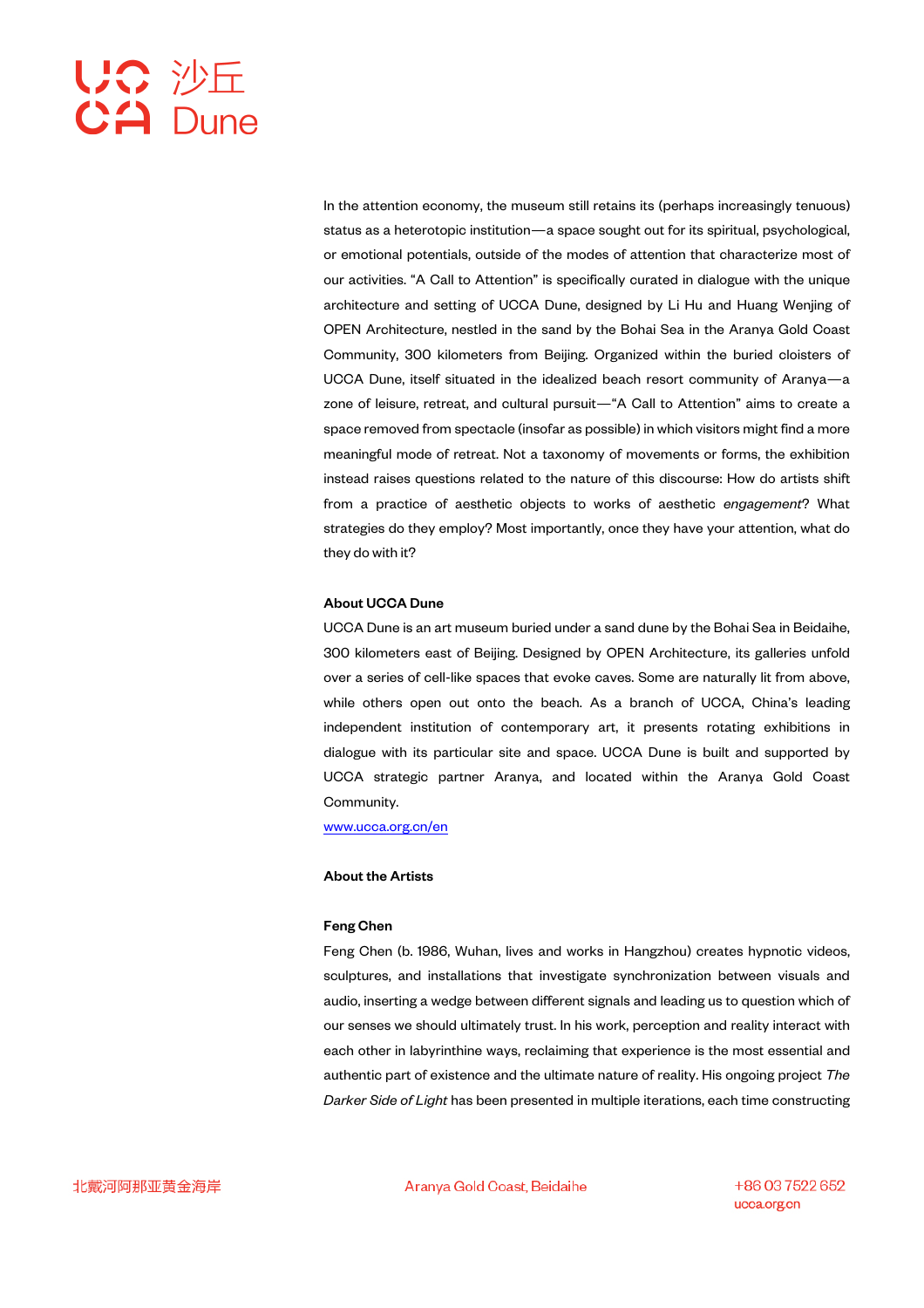In the attention economy, the museum still retains its (perhaps increasingly tenuous) status as a heterotopic institution—a space sought out for its spiritual, psychological, or emotional potentials, outside of the modes of attention that characterize most of our activities. “A Call to Attention” is specifically curated in dialogue with the unique architecture and setting of UCCA Dune, designed by Li Hu and Huang Wenjing of OPEN Architecture, nestled in the sand by the Bohai Sea in the Aranya Gold Coast Community, 300 kilometers from Beijing. Organized within the buried cloisters of UCCA Dune, itself situated in the idealized beach resort community of Aranya—a zone of leisure, retreat, and cultural pursuit—“A Call to Attention” aims to create a space removed from spectacle (insofar as possible) in which visitors might find a more meaningful mode of retreat. Not a taxonomy of movements or forms, the exhibition instead raises questions related to the nature of this discourse: How do artists shift from a practice of aesthetic objects to works of aesthetic *engagement*? What strategies do they employ? Most importantly, once they have your attention, what do they do with it?

**About UCCA Dune**

UCCA Dune is an art museum buried under a sand dune by the Bohai Sea in Beidaihe, 300 kilometers east of Beijing. Designed by OPEN Architecture, its galleries unfold over a series of cell-like spaces that evoke caves. Some are naturally lit from above, while others open out onto the beach. As a branch of UCCA, China’s leading independent institution of contemporary art, it presents rotating exhibitions in dialogue with its particular site and space. UCCA Dune is built and supported by UCCA strategic partner Aranya, and located within the Aranya Gold Coast Community.

www.ucca.org.cn/en

**About the Artists**

**Feng Chen**

Feng Chen (b. 1986, Wuhan, lives and works in Hangzhou) creates hypnotic videos, sculptures, and installations that investigate synchronization between visuals and audio, inserting a wedge between different signals and leading us to question which of our senses we should ultimately trust. In his work, perception and reality interact with each other in labyrinthine ways, reclaiming that experience is the most essential and authentic part of existence and the ultimate nature of reality. His ongoing project *The Darker Side of Light* has been presented in multiple iterations, each time constructing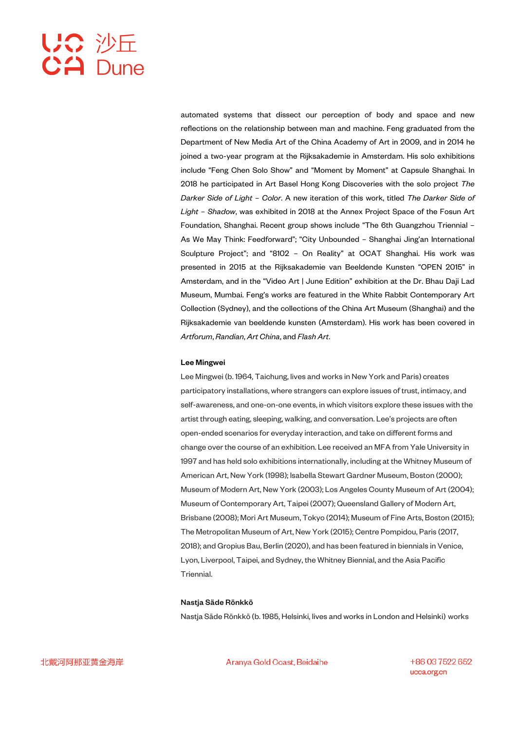automated systems that dissect our perception of body and space and new reflections on the relationship between man and machine. Feng graduated from the Department of New Media Art of the China Academy of Art in 2009, and in 2014 he joined a two-year program at the Rijksakademie in Amsterdam. His solo exhibitions include "Feng Chen Solo Show" and "Moment by Moment" at Capsule Shanghai. In 2018 he participated in Art Basel Hong Kong Discoveries with the solo project *The Darker Side of Light – Color*. A new iteration of this work, titled *The Darker Side of Light – Shadow*, was exhibited in 2018 at the Annex Project Space of the Fosun Art Foundation, Shanghai. Recent group shows include "The 6th Guangzhou Triennial – As We May Think: Feedforward"; "City Unbounded – Shanghai Jing'an International Sculpture Project"; and "8102 – On Reality" at OCAT Shanghai. His work was presented in 2015 at the Rijksakademie van Beeldende Kunsten "OPEN 2015" in Amsterdam, and in the "Video Art | June Edition" exhibition at the Dr. Bhau Daji Lad Museum, Mumbai. Feng's works are featured in the White Rabbit Contemporary Art Collection (Sydney), and the collections of the China Art Museum (Shanghai) and the Rijksakademie van beeldende kunsten (Amsterdam). His work has been covered in *Artforum*, *Randian*, *Art China*, and *Flash Art*.

**Lee Mingwei**

Lee Mingwei (b. 1964, Taichung, lives and works in New York and Paris) creates participatory installations, where strangers can explore issues of trust, intimacy, and self-awareness, and one-on-one events, in which visitors explore these issues with the artist through eating, sleeping, walking, and conversation. Lee's projects are often open-ended scenarios for everyday interaction, and take on different forms and change over the course of an exhibition. Lee received an MFA from Yale University in 1997 and has held solo exhibitions internationally, including at the Whitney Museum of American Art, New York (1998); Isabella Stewart Gardner Museum, Boston (2000); Museum of Modern Art, New York (2003); Los Angeles County Museum of Art (2004); Museum of Contemporary Art, Taipei (2007); Queensland Gallery of Modern Art, Brisbane (2008); Mori Art Museum, Tokyo (2014); Museum of Fine Arts, Boston (2015); The Metropolitan Museum of Art, New York (2015); Centre Pompidou, Paris (2017, 2018); and Gropius Bau, Berlin (2020), and has been featured in biennials in Venice, Lyon, Liverpool, Taipei, and Sydney, the Whitney Biennial, and the Asia Pacific Triennial.

**Nastja Säde Rönkkö**

Nastja Säde Rönkkö (b. 1985, Helsinki, lives and works in London and Helsinki) works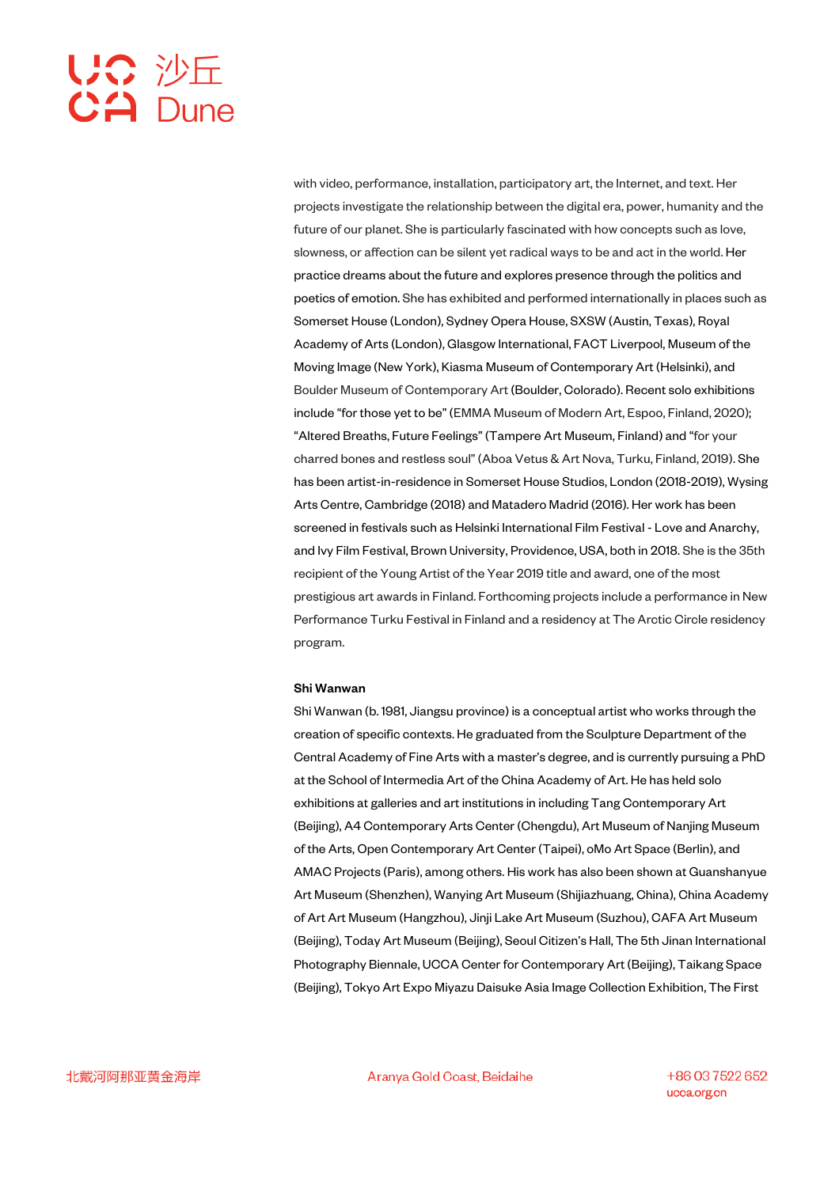with video, performance, installation, participatory art, the Internet, and text. Her projects investigate the relationship between the digital era, power, humanity and the future of our planet. She is particularly fascinated with how concepts such as love, slowness, or affection can be silent yet radical ways to be and act in the world. Her practice dreams about the future and explores presence through the politics and poetics of emotion. She has exhibited and performed internationally in places such as Somerset House (London), Sydney Opera House, SXSW (Austin, Texas), Royal Academy of Arts (London), Glasgow International, FACT Liverpool, Museum of the Moving Image (New York), Kiasma Museum of Contemporary Art (Helsinki), and Boulder Museum of Contemporary Art (Boulder, Colorado). Recent solo exhibitions include "for those yet to be" (EMMA Museum of Modern Art, Espoo, Finland, 2020); "Altered Breaths, Future Feelings" (Tampere Art Museum, Finland) and "for your charred bones and restless soul" (Aboa Vetus & Art Nova, Turku, Finland, 2019). She has been artist-in-residence in Somerset House Studios, London (2018-2019), Wysing Arts Centre, Cambridge (2018) and Matadero Madrid (2016). Her work has been screened in festivals such as Helsinki International Film Festival - Love and Anarchy, and Ivy Film Festival, Brown University, Providence, USA, both in 2018. She is the 35th recipient of the Young Artist of the Year 2019 title and award, one of the most prestigious art awards in Finland. Forthcoming projects include a performance in New Performance Turku Festival in Finland and a residency at The Arctic Circle residency program.

**Shi Wanwan**

Shi Wanwan (b. 1981, Jiangsu province) is a conceptual artist who works through the creation of specific contexts. He graduated from the Sculpture Department of the Central Academy of Fine Arts with a master's degree, and is currently pursuing a PhD at the School of Intermedia Art of the China Academy of Art. He has held solo exhibitions at galleries and art institutions in including Tang Contemporary Art (Beijing), A4 Contemporary Arts Center (Chengdu), Art Museum of Nanjing Museum of the Arts, Open Contemporary Art Center (Taipei), oMo Art Space (Berlin), and AMAC Projects (Paris), among others. His work has also been shown at Guanshanyue Art Museum (Shenzhen), Wanying Art Museum (Shijiazhuang, China), China Academy of Art Art Museum (Hangzhou), Jinji Lake Art Museum (Suzhou), CAFA Art Museum (Beijing), Today Art Museum (Beijing), Seoul Citizen's Hall, The 5th Jinan International Photography Biennale, UCCA Center for Contemporary Art (Beijing), Taikang Space (Beijing), Tokyo Art Expo Miyazu Daisuke Asia Image Collection Exhibition, The First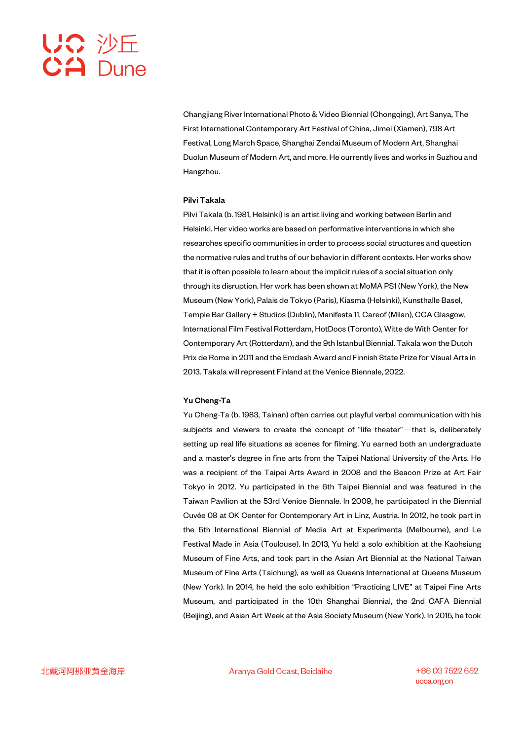Changjiang River International Photo & Video Biennial (Chongqing), Art Sanya, The First International Contemporary Art Festival of China, Jimei (Xiamen), 798 Art Festival, Long March Space, Shanghai Zendai Museum of Modern Art, Shanghai Duolun Museum of Modern Art, and more. He currently lives and works in Suzhou and Hangzhou.

**Pilvi Takala**

Pilvi Takala (b. 1981, Helsinki) is an artist living and working between Berlin and Helsinki. Her video works are based on performative interventions in which she researches specific communities in order to process social structures and question the normative rules and truths of our behavior in different contexts. Her works show that it is often possible to learn about the implicit rules of a social situation only through its disruption. Her work has been shown at MoMA PS1 (New York), the New Museum (New York), Palais de Tokyo (Paris), Kiasma (Helsinki), Kunsthalle Basel, Temple Bar Gallery + Studios (Dublin), Manifesta 11, Careof (Milan), CCA Glasgow, International Film Festival Rotterdam, HotDocs (Toronto), Witte de With Center for Contemporary Art (Rotterdam), and the 9th Istanbul Biennial. Takala won the Dutch Prix de Rome in 2011 and the Emdash Award and Finnish State Prize for Visual Arts in 2013. Takala will represent Finland at the Venice Biennale, 2022.

**Yu Cheng-Ta**

Yu Cheng-Ta (b. 1983, Tainan) often carries out playful verbal communication with his subjects and viewers to create the concept of “life theater”—that is, deliberately setting up real life situations as scenes for filming. Yu earned both an undergraduate and a master’s degree in fine arts from the Taipei National University of the Arts. He was a recipient of the Taipei Arts Award in 2008 and the Beacon Prize at Art Fair Tokyo in 2012. Yu participated in the 6th Taipei Biennial and was featured in the Taiwan Pavilion at the 53rd Venice Biennale. In 2009, he participated in the Biennial Cuvée 08 at OK Center for Contemporary Art in Linz, Austria. In 2012, he took part in the 5th International Biennial of Media Art at Experimenta (Melbourne), and Le Festival Made in Asia (Toulouse). In 2013, Yu held a solo exhibition at the Kaohsiung Museum of Fine Arts, and took part in the Asian Art Biennial at the National Taiwan Museum of Fine Arts (Taichung), as well as Queens International at Queens Museum (New York). In 2014, he held the solo exhibition “Practicing LIVE” at Taipei Fine Arts Museum, and participated in the 10th Shanghai Biennial, the 2nd CAFA Biennial (Beijing), and Asian Art Week at the Asia Society Museum (New York). In 2015, he took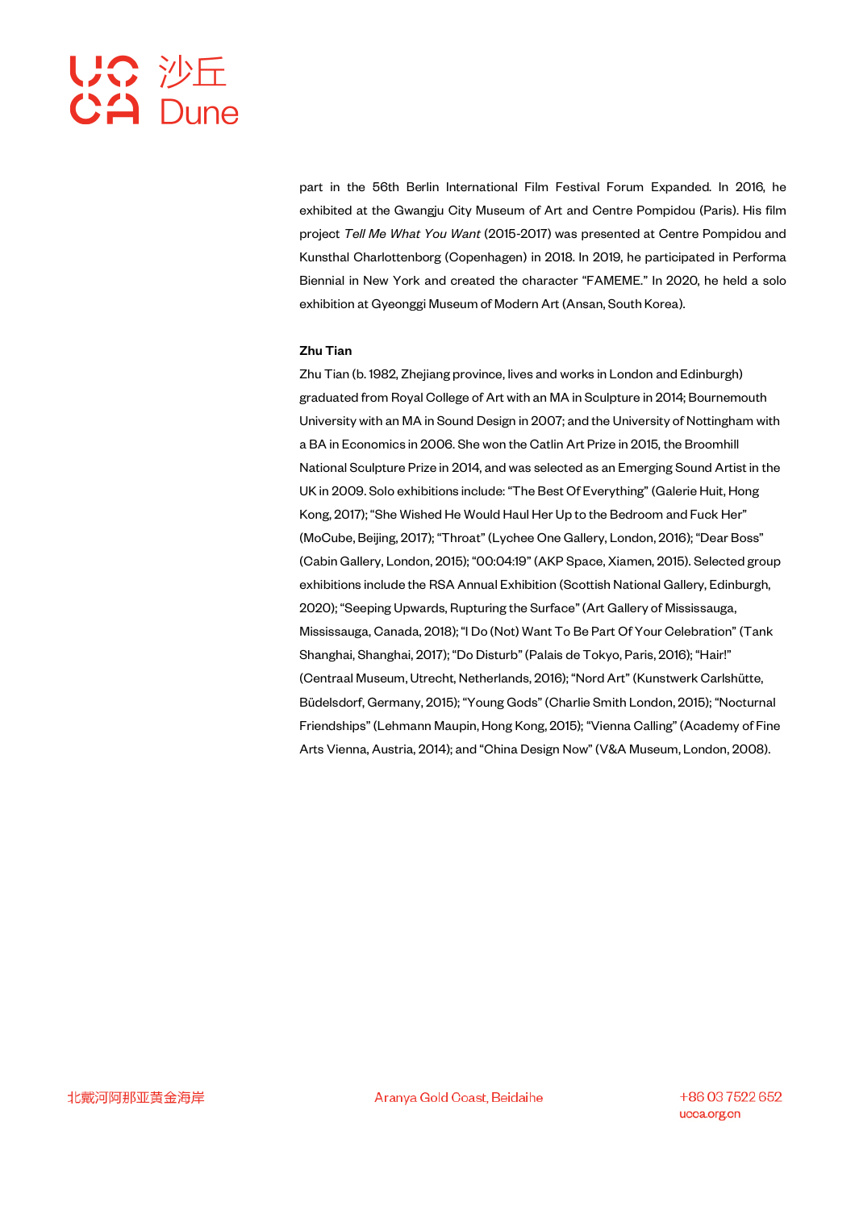part in the 56th Berlin International Film Festival Forum Expanded. In 2016, he exhibited at the Gwangju City Museum of Art and Centre Pompidou (Paris). His film project *Tell Me What You Want* (2015-2017) was presented at Centre Pompidou and Kunsthal Charlottenborg (Copenhagen) in 2018. In 2019, he participated in Performa Biennial in New York and created the character “FAMEME.” In 2020, he held a solo exhibition at Gyeonggi Museum of Modern Art (Ansan, South Korea).

**Zhu Tian**

Zhu Tian (b. 1982, Zhejiang province, lives and works in London and Edinburgh) graduated from Royal College of Art with an MA in Sculpture in 2014; Bournemouth University with an MA in Sound Design in 2007; and the University of Nottingham with a BA in Economics in 2006. She won the Catlin Art Prize in 2015, the Broomhill National Sculpture Prize in 2014, and was selected as an Emerging Sound Artist in the UK in 2009. Solo exhibitions include: “The Best Of Everything” (Galerie Huit, Hong Kong, 2017); “She Wished He Would Haul Her Up to the Bedroom and Fuck Her” (MoCube, Beijing, 2017); “Throat” (Lychee One Gallery, London, 2016); “Dear Boss” (Cabin Gallery, London, 2015); “00:04:19” (AKP Space, Xiamen, 2015). Selected group exhibitions include the RSA Annual Exhibition (Scottish National Gallery, Edinburgh, 2020); “Seeping Upwards, Rupturing the Surface” (Art Gallery of Mississauga, Mississauga, Canada, 2018); “I Do (Not) Want To Be Part Of Your Celebration” (Tank Shanghai, Shanghai, 2017); “Do Disturb” (Palais de Tokyo, Paris, 2016); “Hair!” (Centraal Museum, Utrecht, Netherlands, 2016); “Nord Art” (Kunstwerk Carlshütte, Büdelsdorf, Germany, 2015); “Young Gods” (Charlie Smith London, 2015); “Nocturnal Friendships” (Lehmann Maupin, Hong Kong, 2015); “Vienna Calling” (Academy of Fine Arts Vienna, Austria, 2014); and “China Design Now” (V&A Museum, London, 2008).